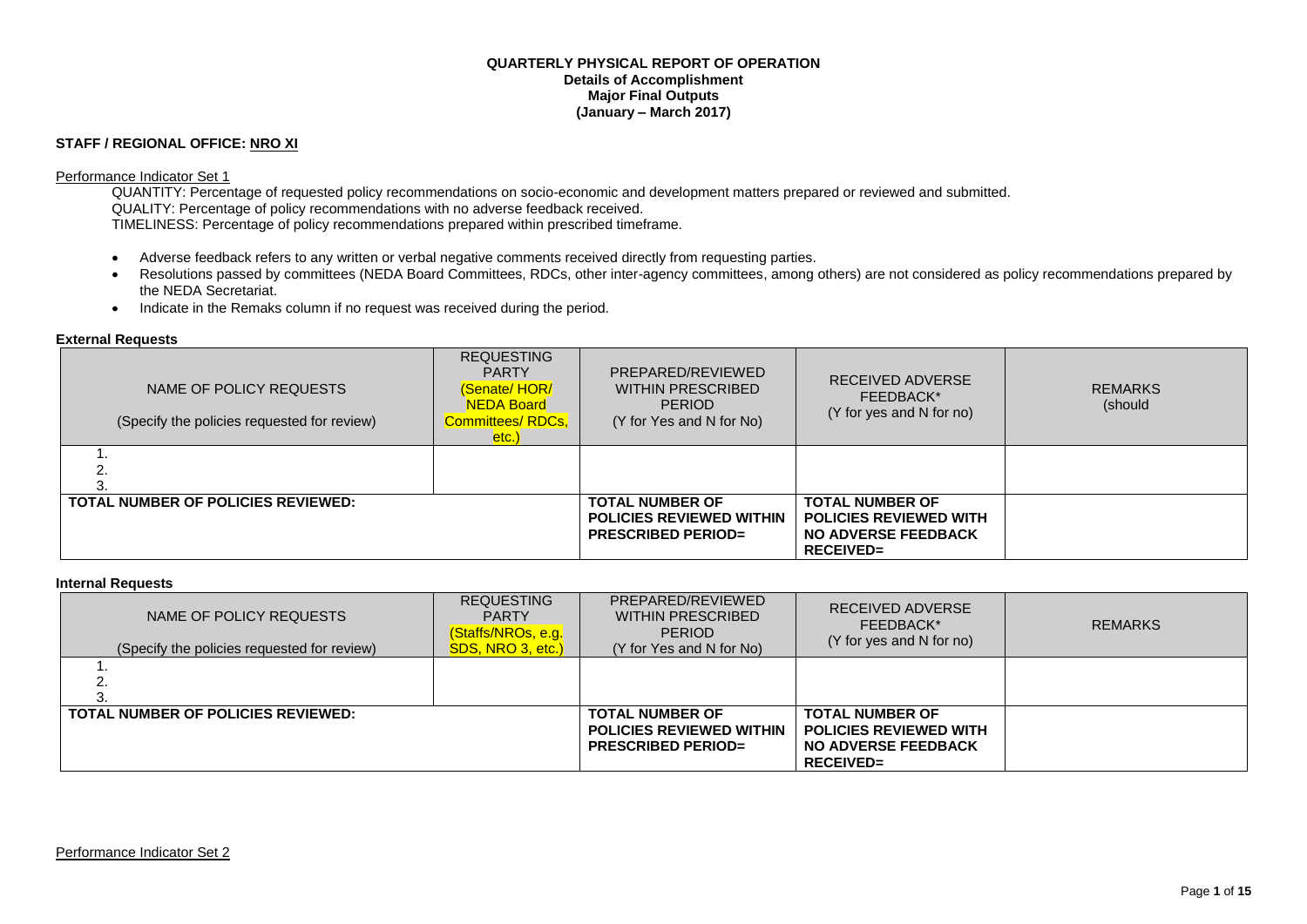**QUARTERLY PHYSICAL REPORT OF OPERATION**
**Details of Accomplishment**
**Major Final Outputs**
**(January – March 2017)**

**STAFF / REGIONAL OFFICE: NRO XI**

Performance Indicator Set 1

QUANTITY: Percentage of requested policy recommendations on socio-economic and development matters prepared or reviewed and submitted.
QUALITY: Percentage of policy recommendations with no adverse feedback received.
TIMELINESS: Percentage of policy recommendations prepared within prescribed timeframe.

- Adverse feedback refers to any written or verbal negative comments received directly from requesting parties.
- Resolutions passed by committees (NEDA Board Committees, RDCs, other inter-agency committees, among others) are not considered as policy recommendations prepared by the NEDA Secretariat.
- Indicate in the Remaks column if no request was received during the period.

**External Requests**

| NAME OF POLICY REQUESTS (Specify the policies requested for review) | REQUESTING PARTY (Senate/ HOR/ NEDA Board Committees/ RDCs, etc.) | PREPARED/REVIEWED WITHIN PRESCRIBED PERIOD (Y for Yes and N for No) | RECEIVED ADVERSE FEEDBACK* (Y for yes and N for no) | REMARKS (should |
|---|---|---|---|---|
| 1.<br>2.<br>3. | | | | |
| **TOTAL NUMBER OF POLICIES REVIEWED:** | | **TOTAL NUMBER OF POLICIES REVIEWED WITHIN PRESCRIBED PERIOD=** | **TOTAL NUMBER OF POLICIES REVIEWED WITH NO ADVERSE FEEDBACK RECEIVED=** | |

**Internal Requests**

| NAME OF POLICY REQUESTS (Specify the policies requested for review) | REQUESTING PARTY (Staffs/NROs, e.g. SDS, NRO 3, etc.) | PREPARED/REVIEWED WITHIN PRESCRIBED PERIOD (Y for Yes and N for No) | RECEIVED ADVERSE FEEDBACK* (Y for yes and N for no) | REMARKS |
|---|---|---|---|---|
| 1.<br>2.<br>3. | | | | |
| **TOTAL NUMBER OF POLICIES REVIEWED:** | | **TOTAL NUMBER OF POLICIES REVIEWED WITHIN PRESCRIBED PERIOD=** | **TOTAL NUMBER OF POLICIES REVIEWED WITH NO ADVERSE FEEDBACK RECEIVED=** | |

Performance Indicator Set 2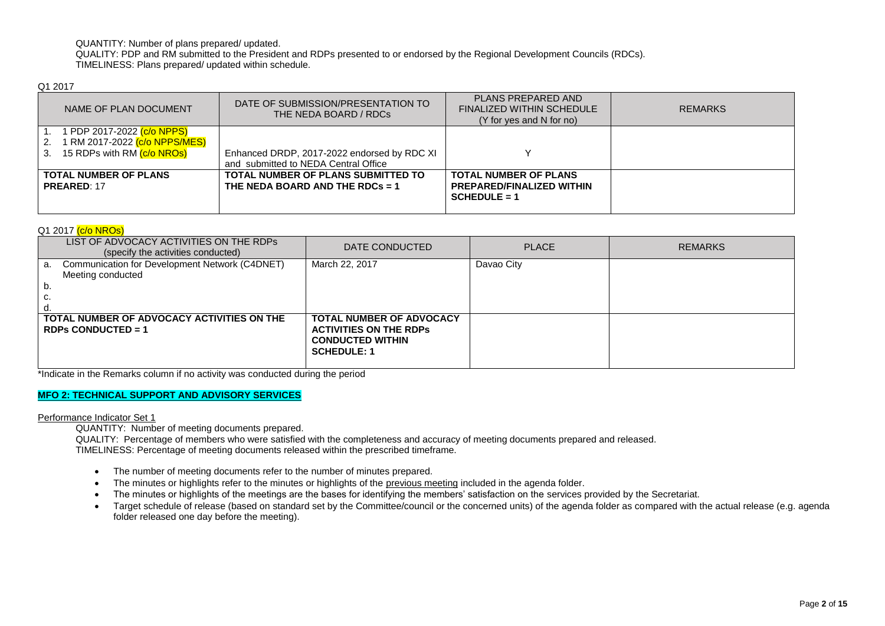QUANTITY: Number of plans prepared/ updated.
QUALITY: PDP and RM submitted to the President and RDPs presented to or endorsed by the Regional Development Councils (RDCs).
TIMELINESS: Plans prepared/ updated within schedule.

Q1 2017

| NAME OF PLAN DOCUMENT | DATE OF SUBMISSION/PRESENTATION TO THE NEDA BOARD / RDCs | PLANS PREPARED AND FINALIZED WITHIN SCHEDULE (Y for yes and N for no) | REMARKS |
|---|---|---|---|
| 1. 1 PDP 2017-2022 (c/o NPPS)<br>2. 1 RM 2017-2022 (c/o NPPS/MES)<br>3. 15 RDPs with RM (c/o NROs) | Enhanced DRDP, 2017-2022 endorsed by RDC XI and submitted to NEDA Central Office | Y | |
| **TOTAL NUMBER OF PLANS PREARED**: 17 | **TOTAL NUMBER OF PLANS SUBMITTED TO THE NEDA BOARD AND THE RDCs = 1** | **TOTAL NUMBER OF PLANS PREPARED/FINALIZED WITHIN SCHEDULE = 1** | |

Q1 2017 (c/o NROs)

| LIST OF ADVOCACY ACTIVITIES ON THE RDPs (specify the activities conducted) | DATE CONDUCTED | PLACE | REMARKS |
|---|---|---|---|
| a. Communication for Development Network (C4DNET) Meeting conducted<br>b.<br>c.<br>d. | March 22, 2017 | Davao City | |
| **TOTAL NUMBER OF ADVOCACY ACTIVITIES ON THE RDPs CONDUCTED = 1** | **TOTAL NUMBER OF ADVOCACY ACTIVITIES ON THE RDPs CONDUCTED WITHIN SCHEDULE: 1** | | |

*Indicate in the Remarks column if no activity was conducted during the period

## MFO 2: TECHNICAL SUPPORT AND ADVISORY SERVICES

Performance Indicator Set 1

QUANTITY: Number of meeting documents prepared.
QUALITY: Percentage of members who were satisfied with the completeness and accuracy of meeting documents prepared and released.
TIMELINESS: Percentage of meeting documents released within the prescribed timeframe.

- The number of meeting documents refer to the number of minutes prepared.
- The minutes or highlights refer to the minutes or highlights of the previous meeting included in the agenda folder.
- The minutes or highlights of the meetings are the bases for identifying the members' satisfaction on the services provided by the Secretariat.
- Target schedule of release (based on standard set by the Committee/council or the concerned units) of the agenda folder as compared with the actual release (e.g. agenda folder released one day before the meeting).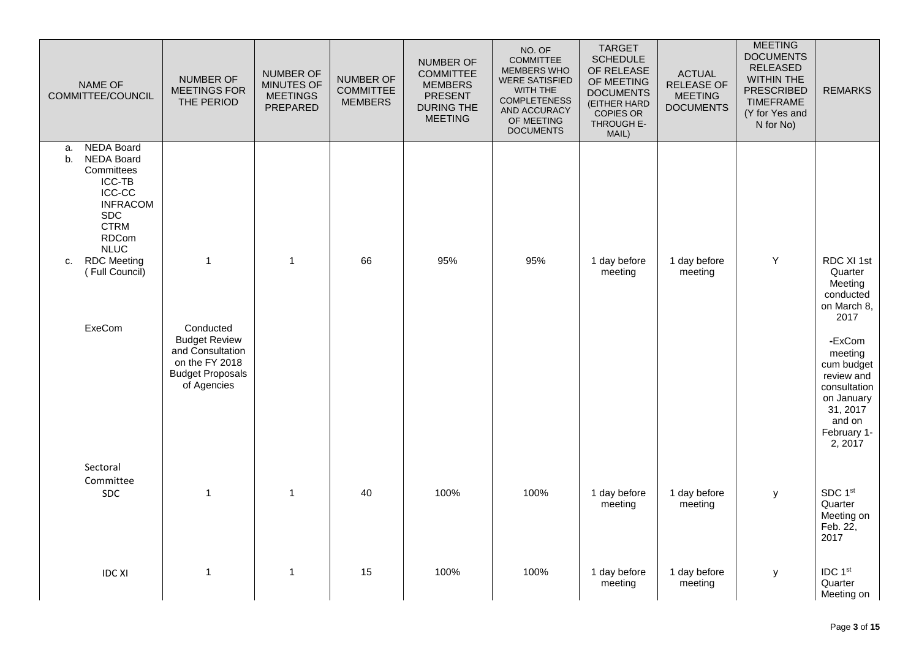| NAME OF COMMITTEE/COUNCIL | NUMBER OF MEETINGS FOR THE PERIOD | NUMBER OF MINUTES OF MEETINGS PREPARED | NUMBER OF COMMITTEE MEMBERS | NUMBER OF COMMITTEE MEMBERS PRESENT DURING THE MEETING | NO. OF COMMITTEE MEMBERS WHO WERE SATISFIED WITH THE COMPLETENESS AND ACCURACY OF MEETING DOCUMENTS | TARGET SCHEDULE OF RELEASE OF MEETING DOCUMENTS (EITHER HARD COPIES OR THROUGH E-MAIL) | ACTUAL RELEASE OF MEETING DOCUMENTS | MEETING DOCUMENTS RELEASED WITHIN THE PRESCRIBED TIMEFRAME (Y for Yes and N for No) | REMARKS |
|---|---|---|---|---|---|---|---|---|---|
| a. NEDA Board<br>b. NEDA Board Committees<br>ICC-TB<br>ICC-CC<br>INFRACOM<br>SDC<br>CTRM<br>RDCom<br>NLUC<br>c. RDC Meeting (Full Council) | 1 | 1 | 66 | 95% | 95% | 1 day before meeting | 1 day before meeting | Y | RDC XI 1st Quarter Meeting conducted on March 8, 2017 |
| ExeCom | Conducted Budget Review and Consultation on the FY 2018 Budget Proposals of Agencies | | | | | | | | -ExCom meeting cum budget review and consultation on January 31, 2017 and on February 1-2, 2017 |
| Sectoral Committee<br>SDC | 1 | 1 | 40 | 100% | 100% | 1 day before meeting | 1 day before meeting | y | SDC 1st Quarter Meeting on Feb. 22, 2017 |
| IDC XI | 1 | 1 | 15 | 100% | 100% | 1 day before meeting | 1 day before meeting | y | IDC 1st Quarter Meeting on |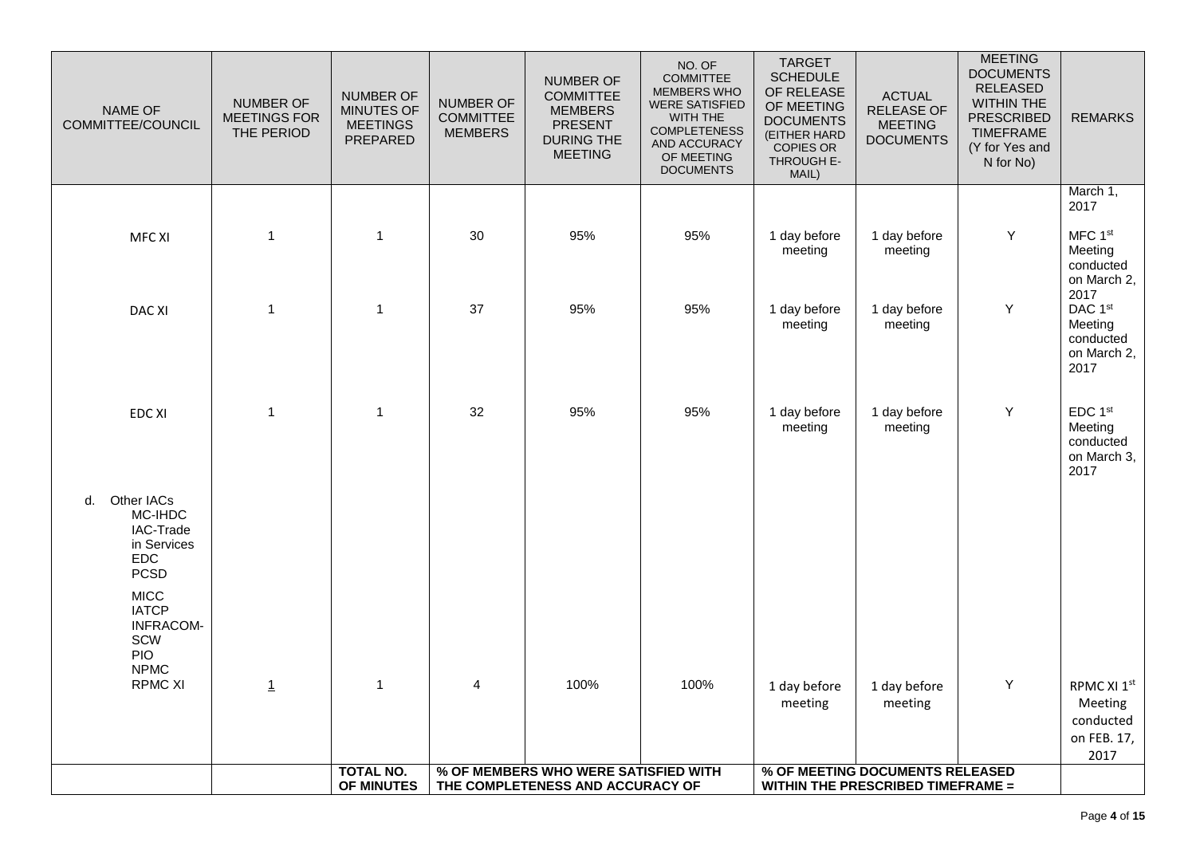| NAME OF COMMITTEE/COUNCIL | NUMBER OF MEETINGS FOR THE PERIOD | NUMBER OF MINUTES OF MEETINGS PREPARED | NUMBER OF COMMITTEE MEMBERS | NUMBER OF COMMITTEE MEMBERS PRESENT DURING THE MEETING | NO. OF COMMITTEE MEMBERS WHO WERE SATISFIED WITH THE COMPLETENESS AND ACCURACY OF MEETING DOCUMENTS | TARGET SCHEDULE OF RELEASE OF MEETING DOCUMENTS (EITHER HARD COPIES OR THROUGH E-MAIL) | ACTUAL RELEASE OF MEETING DOCUMENTS | MEETING DOCUMENTS RELEASED WITHIN THE PRESCRIBED TIMEFRAME (Y for Yes and N for No) | REMARKS |
|---|---|---|---|---|---|---|---|---|---|
| MFC XI | 1 | 1 | 30 | 95% | 95% | 1 day before meeting | 1 day before meeting | Y | March 1, 2017 MFC 1st Meeting conducted on March 2, 2017 |
| DAC XI | 1 | 1 | 37 | 95% | 95% | 1 day before meeting | 1 day before meeting | Y | DAC 1st Meeting conducted on March 2, 2017 |
| EDC XI | 1 | 1 | 32 | 95% | 95% | 1 day before meeting | 1 day before meeting | Y | EDC 1st Meeting conducted on March 3, 2017 |
| d. Other IACs MC-IHDC IAC-Trade in Services EDC PCSD MICC IATCP INFRACOM-SCW PIO NPMC RPMC XI | 1 | 1 | 4 | 100% | 100% | 1 day before meeting | 1 day before meeting | Y | RPMC XI 1st Meeting conducted on FEB. 17, 2017 |
| | | TOTAL NO. OF MINUTES | % OF MEMBERS WHO WERE SATISFIED WITH THE COMPLETENESS AND ACCURACY OF | | | % OF MEETING DOCUMENTS RELEASED WITHIN THE PRESCRIBED TIMEFRAME = | | | |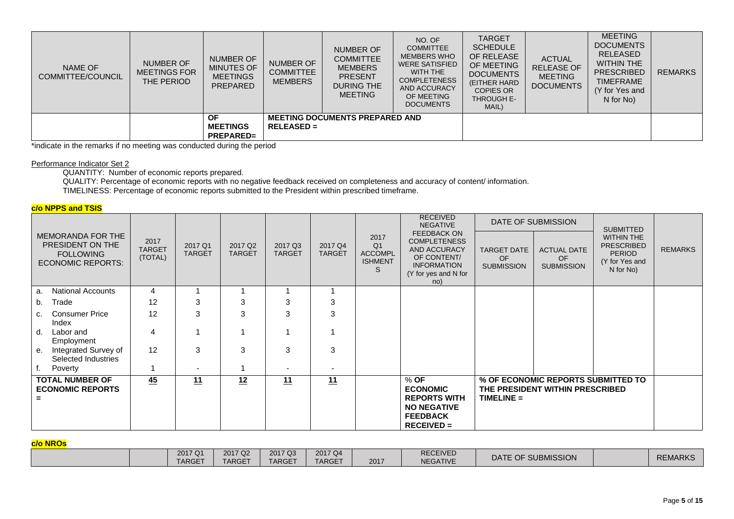| NAME OF COMMITTEE/COUNCIL | NUMBER OF MEETINGS FOR THE PERIOD | NUMBER OF MINUTES OF MEETINGS PREPARED | NUMBER OF COMMITTEE MEMBERS | NUMBER OF COMMITTEE MEMBERS PRESENT DURING THE MEETING | NO. OF COMMITTEE MEMBERS WHO WERE SATISFIED WITH THE COMPLETENESS AND ACCURACY OF MEETING DOCUMENTS | TARGET SCHEDULE OF RELEASE OF MEETING DOCUMENTS (EITHER HARD COPIES OR THROUGH E-MAIL) | ACTUAL RELEASE OF MEETING DOCUMENTS | MEETING DOCUMENTS RELEASED WITHIN THE PRESCRIBED TIMEFRAME (Y for Yes and N for No) | REMARKS |
|---|---|---|---|---|---|---|---|---|---|
| | | **OF MEETINGS PREPARED=** | **MEETING DOCUMENTS PREPARED AND RELEASED =** | | | | | | |

*indicate in the remarks if no meeting was conducted during the period

Performance Indicator Set 2

QUANTITY: Number of economic reports prepared.
QUALITY: Percentage of economic reports with no negative feedback received on completeness and accuracy of content/ information.
TIMELINESS: Percentage of economic reports submitted to the President within prescribed timeframe.

**c/o NPPS and TSIS**

| MEMORANDA FOR THE PRESIDENT ON THE FOLLOWING ECONOMIC REPORTS: | 2017 TARGET (TOTAL) | 2017 Q1 TARGET | 2017 Q2 TARGET | 2017 Q3 TARGET | 2017 Q4 TARGET | 2017 Q1 ACCOMPLISHMENTS | RECEIVED NEGATIVE FEEDBACK ON COMPLETENESS AND ACCURACY OF CONTENT/ INFORMATION (Y for yes and N for no) | DATE OF SUBMISSION | | SUBMITTED WITHIN THE PRESCRIBED PERIOD (Y for Yes and N for No) | REMARKS |
|---|---|---|---|---|---|---|---|---|---|---|---|
| | | | | | | | | TARGET DATE OF SUBMISSION | ACTUAL DATE OF SUBMISSION | | |
| a. National Accounts | 4 | 1 | 1 | 1 | 1 | | | | | | |
| b. Trade | 12 | 3 | 3 | 3 | 3 | | | | | | |
| c. Consumer Price Index | 12 | 3 | 3 | 3 | 3 | | | | | | |
| d. Labor and Employment | 4 | 1 | 1 | 1 | 1 | | | | | | |
| e. Integrated Survey of Selected Industries | 12 | 3 | 3 | 3 | 3 | | | | | | |
| f. Poverty | 1 | - | 1 | - | - | | | | | | |
| **TOTAL NUMBER OF ECONOMIC REPORTS =** | **45** | **11** | **12** | **11** | **11** | | **% OF ECONOMIC REPORTS WITH NO NEGATIVE FEEDBACK RECEIVED =** | **% OF ECONOMIC REPORTS SUBMITTED TO THE PRESIDENT WITHIN PRESCRIBED TIMELINE =** | | | |

**c/o NROs**

| | | 2017 Q1 TARGET | 2017 Q2 TARGET | 2017 Q3 TARGET | 2017 Q4 TARGET | 2017 | RECEIVED NEGATIVE | DATE OF SUBMISSION | | REMARKS |
|---|---|---|---|---|---|---|---|---|---|---|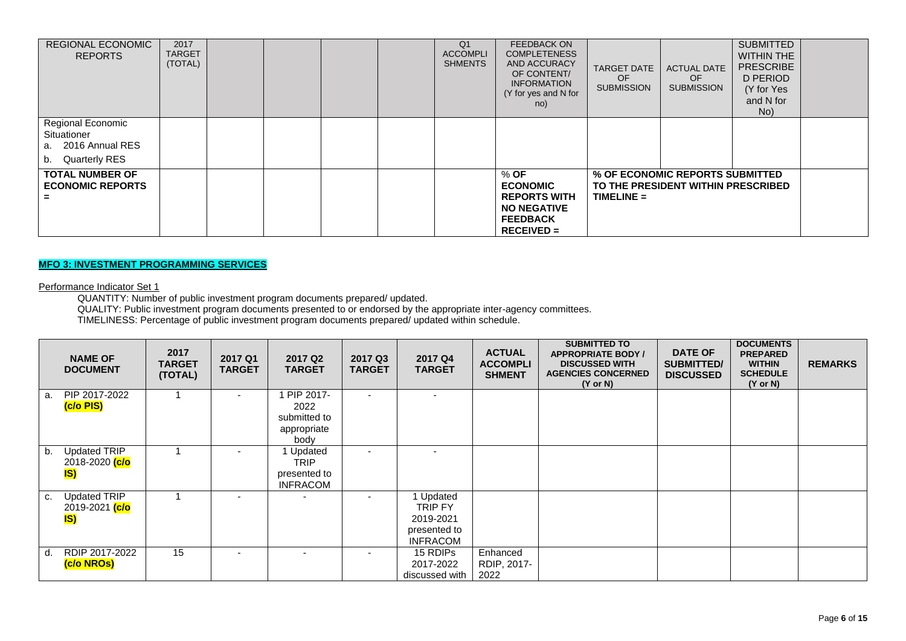| REGIONAL ECONOMIC REPORTS | 2017 TARGET (TOTAL) | | | | | Q1 ACCOMPLISHMENTS | FEEDBACK ON COMPLETENESS AND ACCURACY OF CONTENT/ INFORMATION (Y for yes and N for no) | TARGET DATE OF SUBMISSION | ACTUAL DATE OF SUBMISSION | SUBMITTED WITHIN THE PRESCRIBED PERIOD (Y for Yes and N for No) | |
|---|---|---|---|---|---|---|---|---|---|---|---|
| Regional Economic Situationer<br>a. 2016 Annual RES<br>b. Quarterly RES | | | | | | | | | | | |
| **TOTAL NUMBER OF ECONOMIC REPORTS =** | | | | | | | **% OF ECONOMIC REPORTS WITH NO NEGATIVE FEEDBACK RECEIVED =** | **% OF ECONOMIC REPORTS SUBMITTED TO THE PRESIDENT WITHIN PRESCRIBED TIMELINE =** | | | |

**MFO 3: INVESTMENT PROGRAMMING SERVICES**

Performance Indicator Set 1

QUANTITY: Number of public investment program documents prepared/ updated.
QUALITY: Public investment program documents presented to or endorsed by the appropriate inter-agency committees.
TIMELINESS: Percentage of public investment program documents prepared/ updated within schedule.

| NAME OF DOCUMENT | 2017 TARGET (TOTAL) | 2017 Q1 TARGET | 2017 Q2 TARGET | 2017 Q3 TARGET | 2017 Q4 TARGET | ACTUAL ACCOMPLISHMENT | SUBMITTED TO APPROPRIATE BODY / DISCUSSED WITH AGENCIES CONCERNED (Y or N) | DATE OF SUBMITTED/ DISCUSSED | DOCUMENTS PREPARED WITHIN SCHEDULE (Y or N) | REMARKS |
|---|---|---|---|---|---|---|---|---|---|---|
| a. PIP 2017-2022 **(c/o PIS)** | 1 | - | 1 PIP 2017-2022 submitted to appropriate body | - | - | | | | | |
| b. Updated TRIP 2018-2020 **(c/o IS)** | 1 | - | 1 Updated TRIP presented to INFRACOM | - | - | | | | | |
| c. Updated TRIP 2019-2021 **(c/o IS)** | 1 | - | - | - | 1 Updated TRIP FY 2019-2021 presented to INFRACOM | | | | | |
| d. RDIP 2017-2022 **(c/o NROs)** | 15 | - | - | - | 15 RDIPs 2017-2022 discussed with | Enhanced RDIP, 2017-2022 | | | | |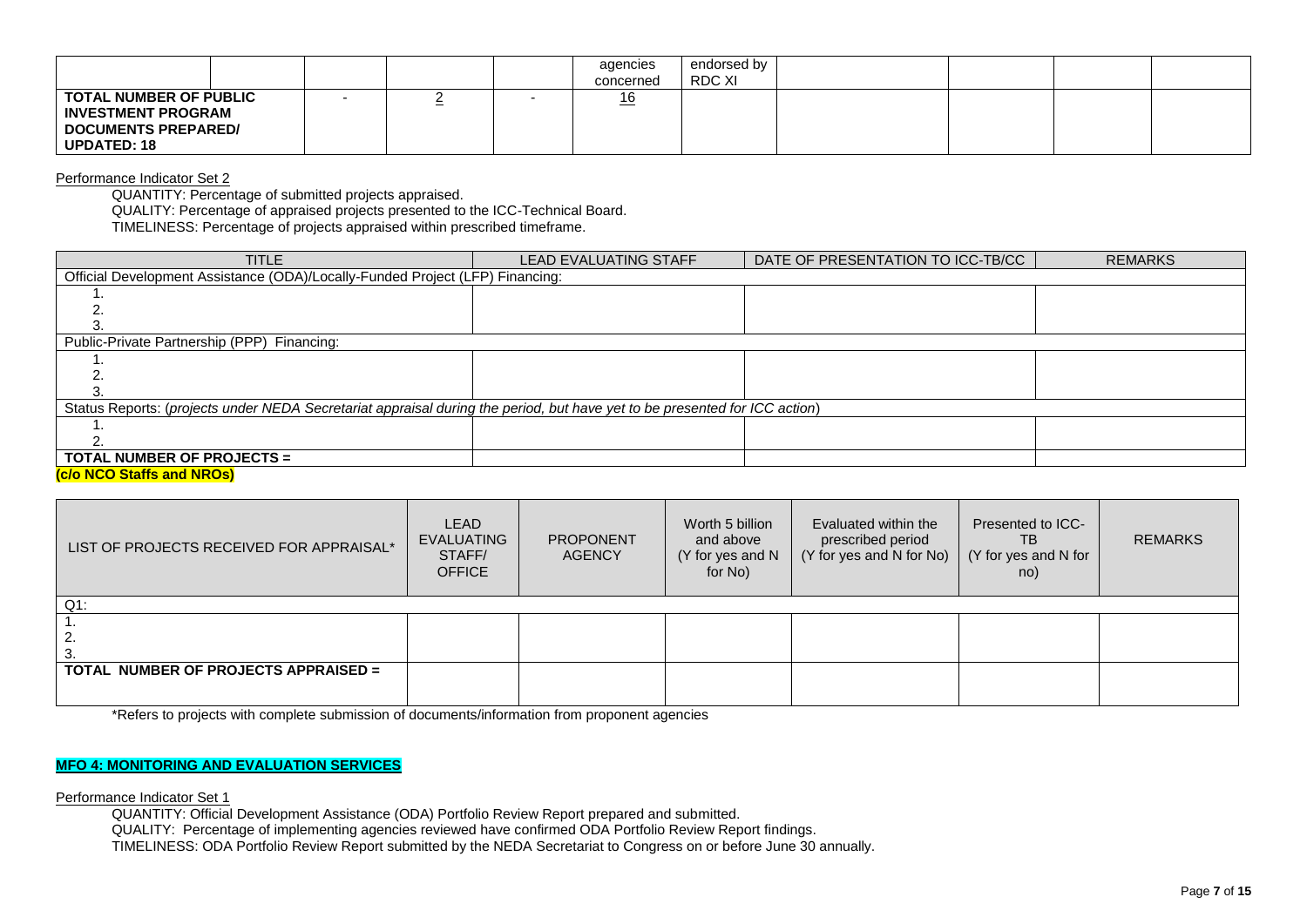| | | | | | agencies concerned | endorsed by RDC XI | | | | |
|---|---|---|---|---|---|---|---|---|---|---|
| **TOTAL NUMBER OF PUBLIC INVESTMENT PROGRAM DOCUMENTS PREPARED/ UPDATED: 18** | | - | 2 | - | 16 | | | | | |

Performance Indicator Set 2

QUANTITY: Percentage of submitted projects appraised.
QUALITY: Percentage of appraised projects presented to the ICC-Technical Board.
TIMELINESS: Percentage of projects appraised within prescribed timeframe.

| TITLE | LEAD EVALUATING STAFF | DATE OF PRESENTATION TO ICC-TB/CC | REMARKS |
|---|---|---|---|
| Official Development Assistance (ODA)/Locally-Funded Project (LFP) Financing: | | | |
| 1.<br>2.<br>3. | | | |
| Public-Private Partnership (PPP) Financing: | | | |
| 1.<br>2.<br>3. | | | |
| Status Reports: (*projects under NEDA Secretariat appraisal during the period, but have yet to be presented for ICC action*) | | | |
| 1.<br>2. | | | |
| **TOTAL NUMBER OF PROJECTS =** | | | |

**(c/o NCO Staffs and NROs)**

| LIST OF PROJECTS RECEIVED FOR APPRAISAL* | LEAD EVALUATING STAFF/ OFFICE | PROPONENT AGENCY | Worth 5 billion and above (Y for yes and N for No) | Evaluated within the prescribed period (Y for yes and N for No) | Presented to ICC-TB (Y for yes and N for no) | REMARKS |
|---|---|---|---|---|---|---|
| Q1: | | | | | | |
| 1.<br>2.<br>3. | | | | | | |
| **TOTAL NUMBER OF PROJECTS APPRAISED =** | | | | | | |

*Refers to projects with complete submission of documents/information from proponent agencies

**MFO 4: MONITORING AND EVALUATION SERVICES**

Performance Indicator Set 1

QUANTITY: Official Development Assistance (ODA) Portfolio Review Report prepared and submitted.
QUALITY: Percentage of implementing agencies reviewed have confirmed ODA Portfolio Review Report findings.
TIMELINESS: ODA Portfolio Review Report submitted by the NEDA Secretariat to Congress on or before June 30 annually.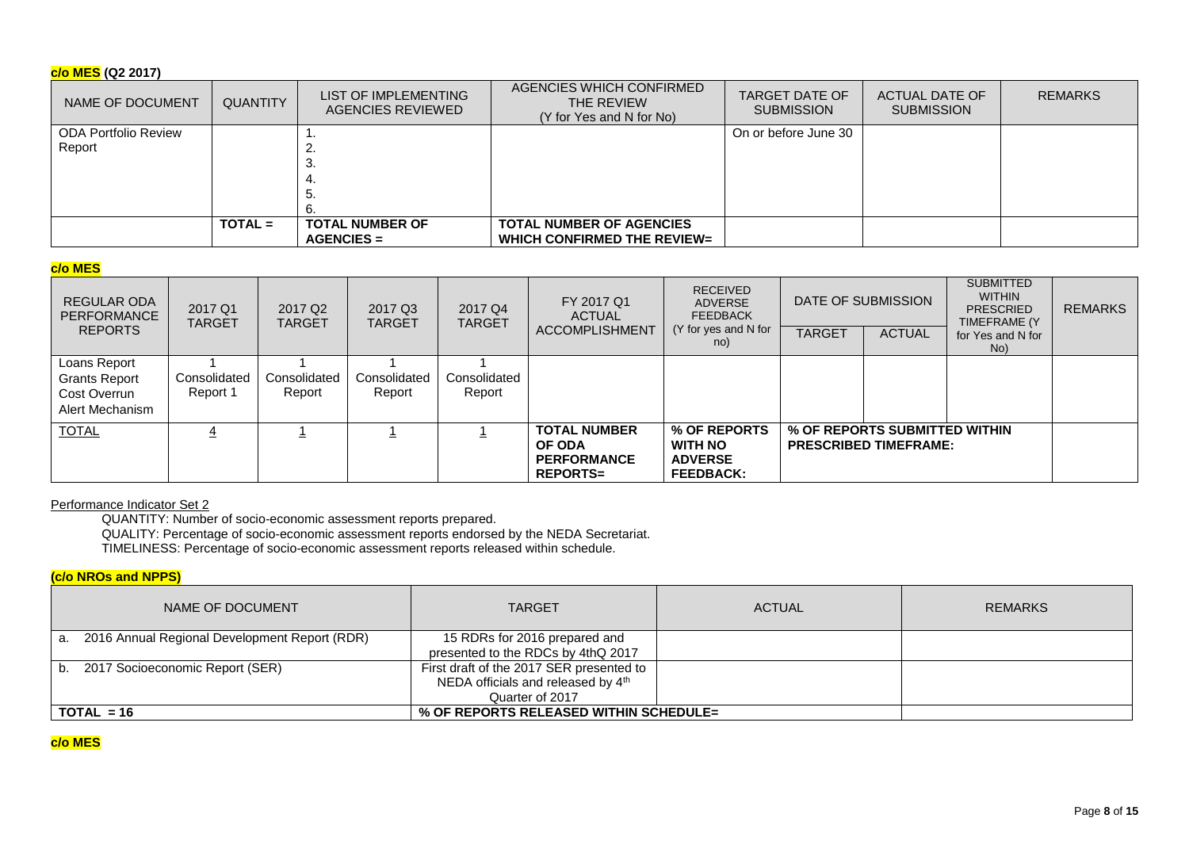**c/o MES (Q2 2017)**

| NAME OF DOCUMENT | QUANTITY | LIST OF IMPLEMENTING AGENCIES REVIEWED | AGENCIES WHICH CONFIRMED THE REVIEW (Y for Yes and N for No) | TARGET DATE OF SUBMISSION | ACTUAL DATE OF SUBMISSION | REMARKS |
|---|---|---|---|---|---|---|
| ODA Portfolio Review Report | | 1.<br>2.<br>3.<br>4.<br>5.<br>6. | | On or before June 30 | | |
| | **TOTAL =** | **TOTAL NUMBER OF AGENCIES =** | **TOTAL NUMBER OF AGENCIES WHICH CONFIRMED THE REVIEW=** | | | |

**c/o MES**

| REGULAR ODA PERFORMANCE REPORTS | 2017 Q1 TARGET | 2017 Q2 TARGET | 2017 Q3 TARGET | 2017 Q4 TARGET | FY 2017 Q1 ACTUAL ACCOMPLISHMENT | RECEIVED ADVERSE FEEDBACK (Y for yes and N for no) | DATE OF SUBMISSION | | SUBMITTED WITHIN PRESCRIED TIMEFRAME (Y for Yes and N for No) | REMARKS |
|---|---|---|---|---|---|---|---|---|---|---|
| | | | | | | | TARGET | ACTUAL | | |
| Loans Report<br>Grants Report<br>Cost Overrun Alert Mechanism | 1<br>Consolidated Report 1 | 1<br>Consolidated Report | 1<br>Consolidated Report | 1<br>Consolidated Report | | | | | | |
| TOTAL | 4 | 1 | 1 | 1 | **TOTAL NUMBER OF ODA PERFORMANCE REPORTS=** | **% OF REPORTS WITH NO ADVERSE FEEDBACK:** | **% OF REPORTS SUBMITTED WITHIN PRESCRIBED TIMEFRAME:** | | | |

Performance Indicator Set 2

QUANTITY: Number of socio-economic assessment reports prepared.
QUALITY: Percentage of socio-economic assessment reports endorsed by the NEDA Secretariat.
TIMELINESS: Percentage of socio-economic assessment reports released within schedule.

**(c/o NROs and NPPS)**

| NAME OF DOCUMENT | TARGET | ACTUAL | REMARKS |
|---|---|---|---|
| a. 2016 Annual Regional Development Report (RDR) | 15 RDRs for 2016 prepared and presented to the RDCs by 4thQ 2017 | | |
| b. 2017 Socioeconomic Report (SER) | First draft of the 2017 SER presented to NEDA officials and released by 4th Quarter of 2017 | | |
| **TOTAL = 16** | **% OF REPORTS RELEASED WITHIN SCHEDULE=** | | |

**c/o MES**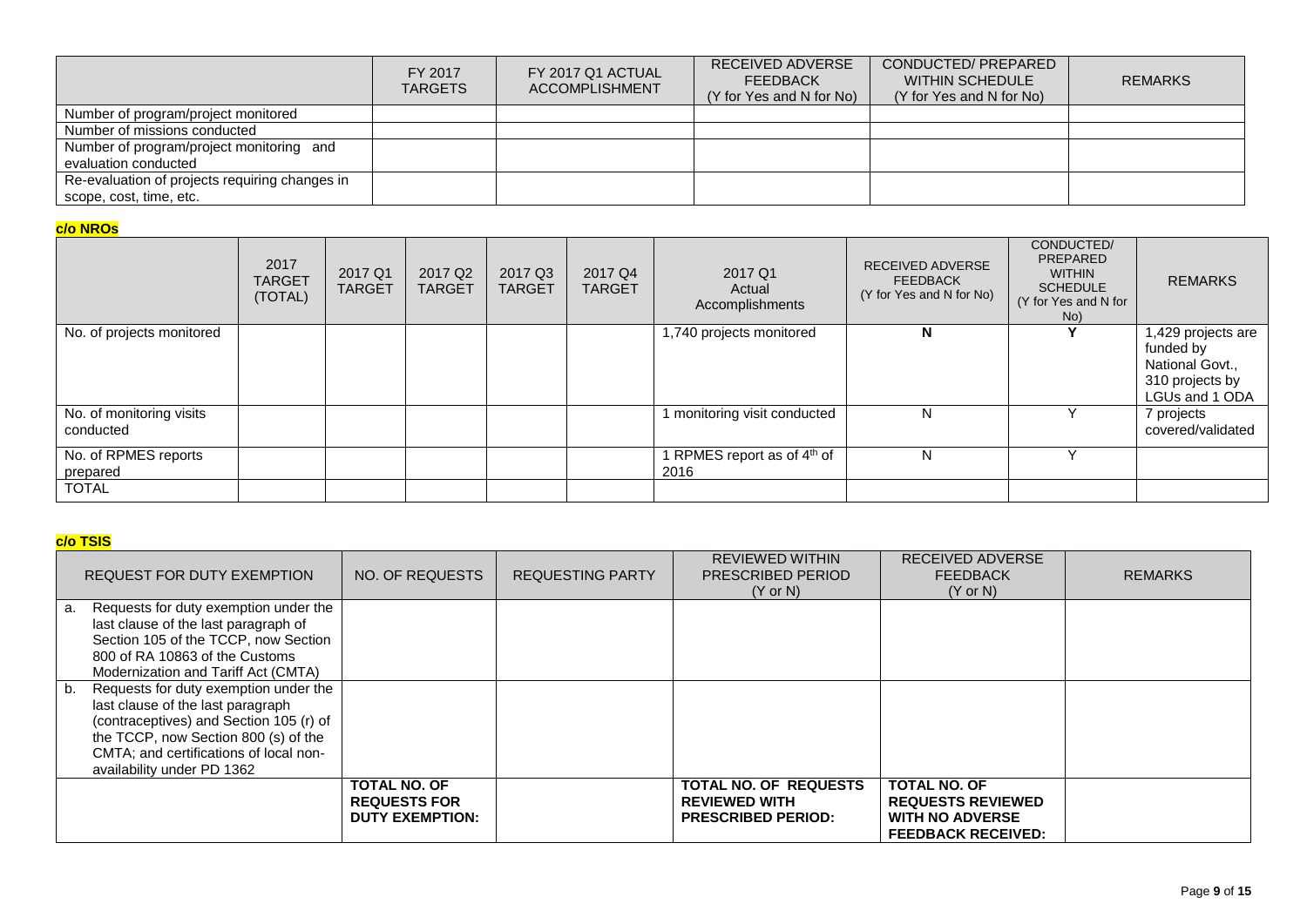| | FY 2017 TARGETS | FY 2017 Q1 ACTUAL ACCOMPLISHMENT | RECEIVED ADVERSE FEEDBACK (Y for Yes and N for No) | CONDUCTED/ PREPARED WITHIN SCHEDULE (Y for Yes and N for No) | REMARKS |
|---|---|---|---|---|---|
| Number of program/project monitored | | | | | |
| Number of missions conducted | | | | | |
| Number of program/project monitoring and evaluation conducted | | | | | |
| Re-evaluation of projects requiring changes in scope, cost, time, etc. | | | | | |

**c/o NROs**

| | 2017 TARGET (TOTAL) | 2017 Q1 TARGET | 2017 Q2 TARGET | 2017 Q3 TARGET | 2017 Q4 TARGET | 2017 Q1 Actual Accomplishments | RECEIVED ADVERSE FEEDBACK (Y for Yes and N for No) | CONDUCTED/ PREPARED WITHIN SCHEDULE (Y for Yes and N for No) | REMARKS |
|---|---|---|---|---|---|---|---|---|---|
| No. of projects monitored | | | | | | 1,740 projects monitored | **N** | **Y** | 1,429 projects are funded by National Govt., 310 projects by LGUs and 1 ODA |
| No. of monitoring visits conducted | | | | | | 1 monitoring visit conducted | N | Y | 7 projects covered/validated |
| No. of RPMES reports prepared | | | | | | 1 RPMES report as of 4th of 2016 | N | Y | |
| TOTAL | | | | | | | | | |

**c/o TSIS**

| REQUEST FOR DUTY EXEMPTION | NO. OF REQUESTS | REQUESTING PARTY | REVIEWED WITHIN PRESCRIBED PERIOD (Y or N) | RECEIVED ADVERSE FEEDBACK (Y or N) | REMARKS |
|---|---|---|---|---|---|
| a. Requests for duty exemption under the last clause of the last paragraph of Section 105 of the TCCP, now Section 800 of RA 10863 of the Customs Modernization and Tariff Act (CMTA) | | | | | |
| b. Requests for duty exemption under the last clause of the last paragraph (contraceptives) and Section 105 (r) of the TCCP, now Section 800 (s) of the CMTA; and certifications of local non-availability under PD 1362 | | | | | |
| | **TOTAL NO. OF REQUESTS FOR DUTY EXEMPTION:** | | **TOTAL NO. OF REQUESTS REVIEWED WITH PRESCRIBED PERIOD:** | **TOTAL NO. OF REQUESTS REVIEWED WITH NO ADVERSE FEEDBACK RECEIVED:** | |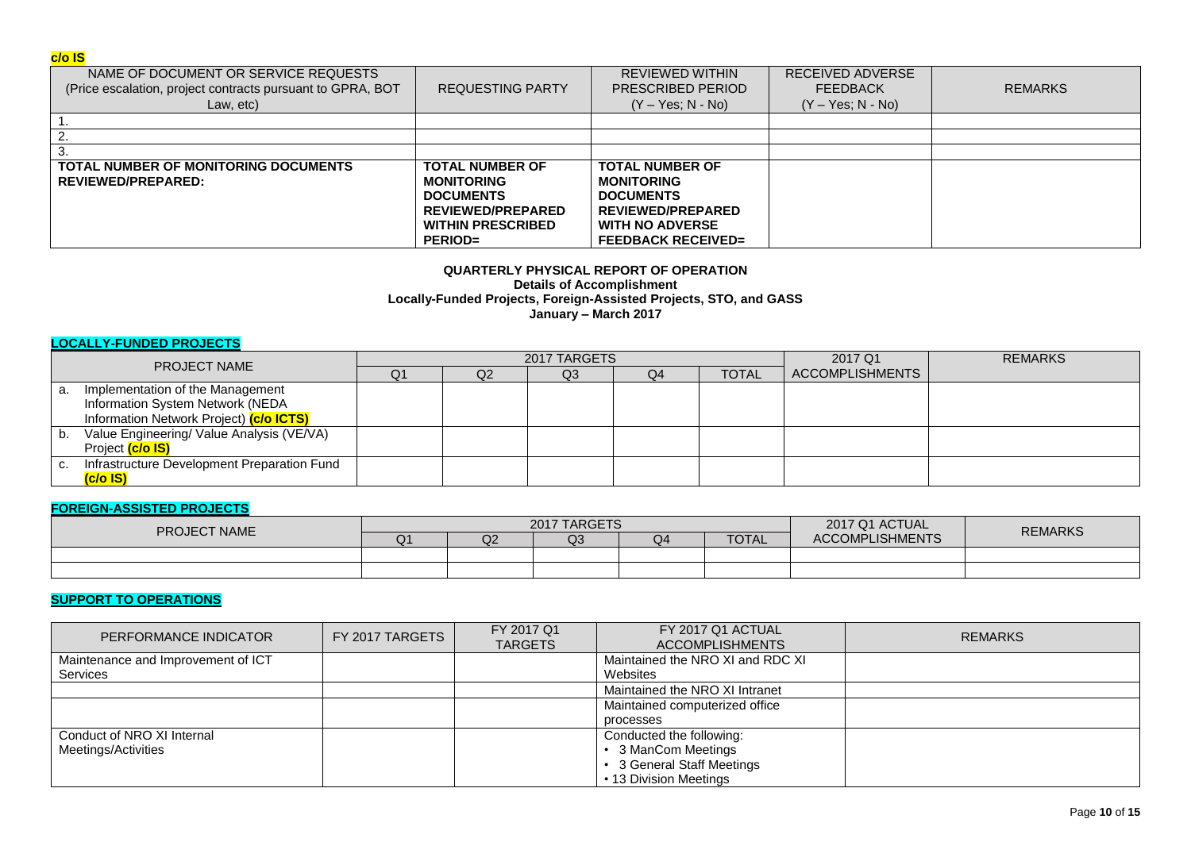**c/o IS**

| NAME OF DOCUMENT OR SERVICE REQUESTS (Price escalation, project contracts pursuant to GPRA, BOT Law, etc) | REQUESTING PARTY | REVIEWED WITHIN PRESCRIBED PERIOD (Y – Yes; N - No) | RECEIVED ADVERSE FEEDBACK (Y – Yes; N - No) | REMARKS |
|---|---|---|---|---|
| 1. | | | | |
| 2. | | | | |
| 3. | | | | |
| **TOTAL NUMBER OF MONITORING DOCUMENTS REVIEWED/PREPARED:** | **TOTAL NUMBER OF MONITORING DOCUMENTS REVIEWED/PREPARED WITHIN PRESCRIBED PERIOD=** | **TOTAL NUMBER OF MONITORING DOCUMENTS REVIEWED/PREPARED WITH NO ADVERSE FEEDBACK RECEIVED=** | | |

**QUARTERLY PHYSICAL REPORT OF OPERATION**
**Details of Accomplishment**
**Locally-Funded Projects, Foreign-Assisted Projects, STO, and GASS**
**January – March 2017**

**LOCALLY-FUNDED PROJECTS**

| PROJECT NAME | 2017 TARGETS | | | | | 2017 Q1 ACCOMPLISHMENTS | REMARKS |
|---|---|---|---|---|---|---|---|
| | Q1 | Q2 | Q3 | Q4 | TOTAL | | |
| a. Implementation of the Management Information System Network (NEDA Information Network Project) **(c/o ICTS)** | | | | | | | |
| b. Value Engineering/ Value Analysis (VE/VA) Project **(c/o IS)** | | | | | | | |
| c. Infrastructure Development Preparation Fund **(c/o IS)** | | | | | | | |

**FOREIGN-ASSISTED PROJECTS**

| PROJECT NAME | 2017 TARGETS | | | | | 2017 Q1 ACTUAL ACCOMPLISHMENTS | REMARKS |
|---|---|---|---|---|---|---|---|
| | Q1 | Q2 | Q3 | Q4 | TOTAL | | |
| | | | | | | | |
| | | | | | | | |

**SUPPORT TO OPERATIONS**

| PERFORMANCE INDICATOR | FY 2017 TARGETS | FY 2017 Q1 TARGETS | FY 2017 Q1 ACTUAL ACCOMPLISHMENTS | REMARKS |
|---|---|---|---|---|
| Maintenance and Improvement of ICT Services | | | Maintained the NRO XI and RDC XI Websites | |
| | | | Maintained the NRO XI Intranet | |
| | | | Maintained computerized office processes | |
| Conduct of NRO XI Internal Meetings/Activities | | | Conducted the following:<br>• 3 ManCom Meetings<br>• 3 General Staff Meetings<br>• 13 Division Meetings | |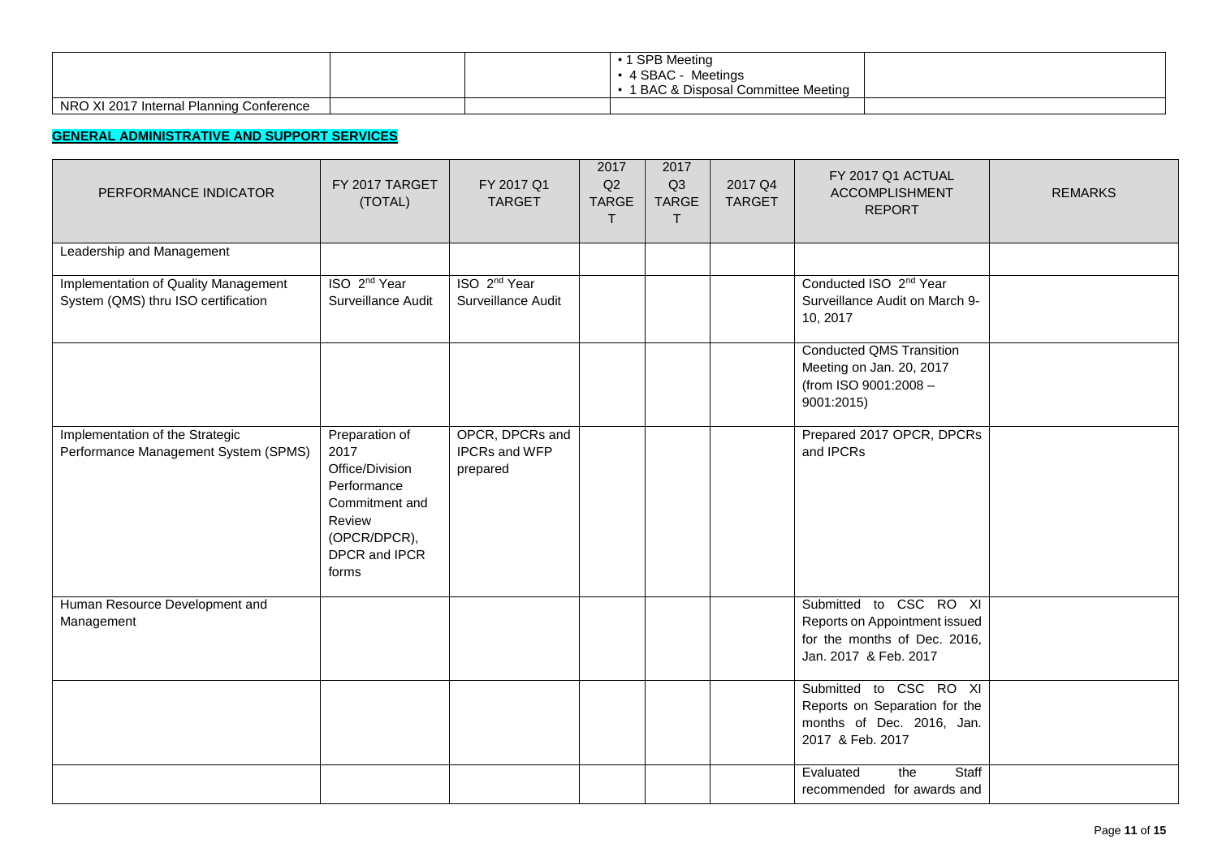|  |  |  | • 1 SPB Meeting<br>• 4 SBAC - Meetings<br>• 1 BAC & Disposal Committee Meeting |  |
|---|---|---|---|---|
| NRO XI 2017 Internal Planning Conference |  |  |  |  |

**GENERAL ADMINISTRATIVE AND SUPPORT SERVICES**

| PERFORMANCE INDICATOR | FY 2017 TARGET (TOTAL) | FY 2017 Q1 TARGET | 2017 Q2 TARGET | 2017 Q3 TARGET | 2017 Q4 TARGET | FY 2017 Q1 ACTUAL ACCOMPLISHMENT REPORT | REMARKS |
|---|---|---|---|---|---|---|---|
| Leadership and Management |  |  |  |  |  |  |  |
| Implementation of Quality Management System (QMS) thru ISO certification | ISO 2nd Year Surveillance Audit | ISO 2nd Year Surveillance Audit |  |  |  | Conducted ISO 2nd Year Surveillance Audit on March 9-10, 2017 |  |
|  |  |  |  |  |  | Conducted QMS Transition Meeting on Jan. 20, 2017 (from ISO 9001:2008 – 9001:2015) |  |
| Implementation of the Strategic Performance Management System (SPMS) | Preparation of 2017 Office/Division Performance Commitment and Review (OPCR/DPCR), DPCR and IPCR forms | OPCR, DPCRs and IPCRs and WFP prepared |  |  |  | Prepared 2017 OPCR, DPCRs and IPCRs |  |
| Human Resource Development and Management |  |  |  |  |  | Submitted to CSC RO XI Reports on Appointment issued for the months of Dec. 2016, Jan. 2017 & Feb. 2017 |  |
|  |  |  |  |  |  | Submitted to CSC RO XI Reports on Separation for the months of Dec. 2016, Jan. 2017 & Feb. 2017 |  |
|  |  |  |  |  |  | Evaluated the Staff recommended for awards and |  |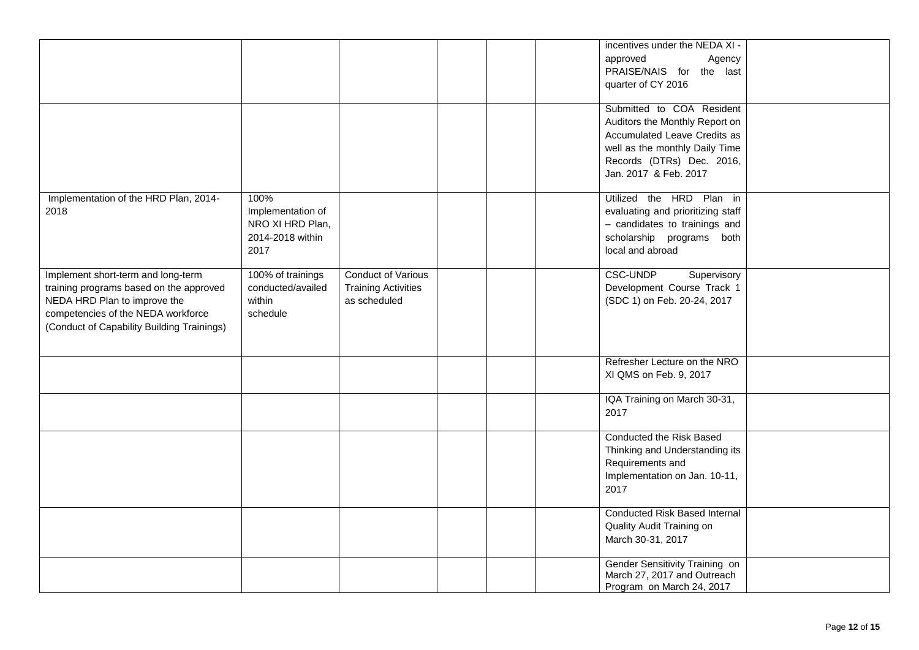| | | | | | | | |
|---|---|---|---|---|---|---|---|
| | | | | | | incentives under the NEDA XI - approved Agency PRAISE/NAIS for the last quarter of CY 2016 | |
| | | | | | | Submitted to COA Resident Auditors the Monthly Report on Accumulated Leave Credits as well as the monthly Daily Time Records (DTRs) Dec. 2016, Jan. 2017 & Feb. 2017 | |
| Implementation of the HRD Plan, 2014-2018 | 100% Implementation of NRO XI HRD Plan, 2014-2018 within 2017 | | | | | Utilized the HRD Plan in evaluating and prioritizing staff – candidates to trainings and scholarship programs both local and abroad | |
| Implement short-term and long-term training programs based on the approved NEDA HRD Plan to improve the competencies of the NEDA workforce (Conduct of Capability Building Trainings) | 100% of trainings conducted/availed within schedule | Conduct of Various Training Activities as scheduled | | | | CSC-UNDP Supervisory Development Course Track 1 (SDC 1) on Feb. 20-24, 2017 | |
| | | | | | | Refresher Lecture on the NRO XI QMS on Feb. 9, 2017 | |
| | | | | | | IQA Training on March 30-31, 2017 | |
| | | | | | | Conducted the Risk Based Thinking and Understanding its Requirements and Implementation on Jan. 10-11, 2017 | |
| | | | | | | Conducted Risk Based Internal Quality Audit Training on March 30-31, 2017 | |
| | | | | | | Gender Sensitivity Training on March 27, 2017 and Outreach Program on March 24, 2017 | |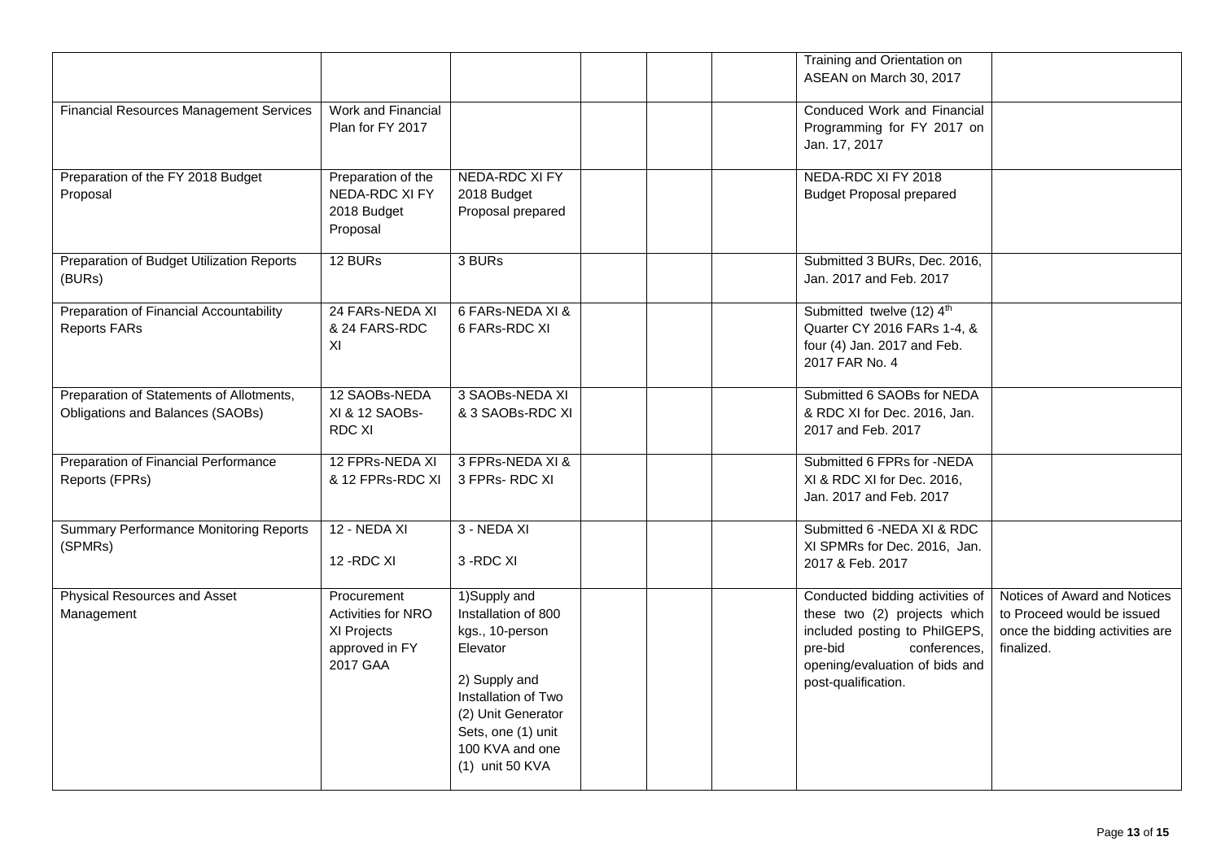| | | | | | | | |
|---|---|---|---|---|---|---|---|
| | | | | | | Training and Orientation on ASEAN on March 30, 2017 | |
| Financial Resources Management Services | Work and Financial Plan for FY 2017 | | | | | Conduced Work and Financial Programming for FY 2017 on Jan. 17, 2017 | |
| Preparation of the FY 2018 Budget Proposal | Preparation of the NEDA-RDC XI FY 2018 Budget Proposal | NEDA-RDC XI FY 2018 Budget Proposal prepared | | | | NEDA-RDC XI FY 2018 Budget Proposal prepared | |
| Preparation of Budget Utilization Reports (BURs) | 12 BURs | 3 BURs | | | | Submitted 3 BURs, Dec. 2016, Jan. 2017 and Feb. 2017 | |
| Preparation of Financial Accountability Reports FARs | 24 FARs-NEDA XI & 24 FARS-RDC XI | 6 FARs-NEDA XI & 6 FARs-RDC XI | | | | Submitted twelve (12) 4th Quarter CY 2016 FARs 1-4, & four (4) Jan. 2017 and Feb. 2017 FAR No. 4 | |
| Preparation of Statements of Allotments, Obligations and Balances (SAOBs) | 12 SAOBs-NEDA XI & 12 SAOBs-RDC XI | 3 SAOBs-NEDA XI & 3 SAOBs-RDC XI | | | | Submitted 6 SAOBs for NEDA & RDC XI for Dec. 2016, Jan. 2017 and Feb. 2017 | |
| Preparation of Financial Performance Reports (FPRs) | 12 FPRs-NEDA XI & 12 FPRs-RDC XI | 3 FPRs-NEDA XI & 3 FPRs- RDC XI | | | | Submitted 6 FPRs for -NEDA XI & RDC XI for Dec. 2016, Jan. 2017 and Feb. 2017 | |
| Summary Performance Monitoring Reports (SPMRs) | 12 - NEDA XI<br><br>12 -RDC XI | 3 - NEDA XI<br><br>3 -RDC XI | | | | Submitted 6 -NEDA XI & RDC XI SPMRs for Dec. 2016, Jan. 2017 & Feb. 2017 | |
| Physical Resources and Asset Management | Procurement Activities for NRO XI Projects approved in FY 2017 GAA | 1)Supply and Installation of 800 kgs., 10-person Elevator<br><br>2) Supply and Installation of Two (2) Unit Generator Sets, one (1) unit 100 KVA and one (1) unit 50 KVA | | | | Conducted bidding activities of these two (2) projects which included posting to PhilGEPS, pre-bid conferences, opening/evaluation of bids and post-qualification. | Notices of Award and Notices to Proceed would be issued once the bidding activities are finalized. |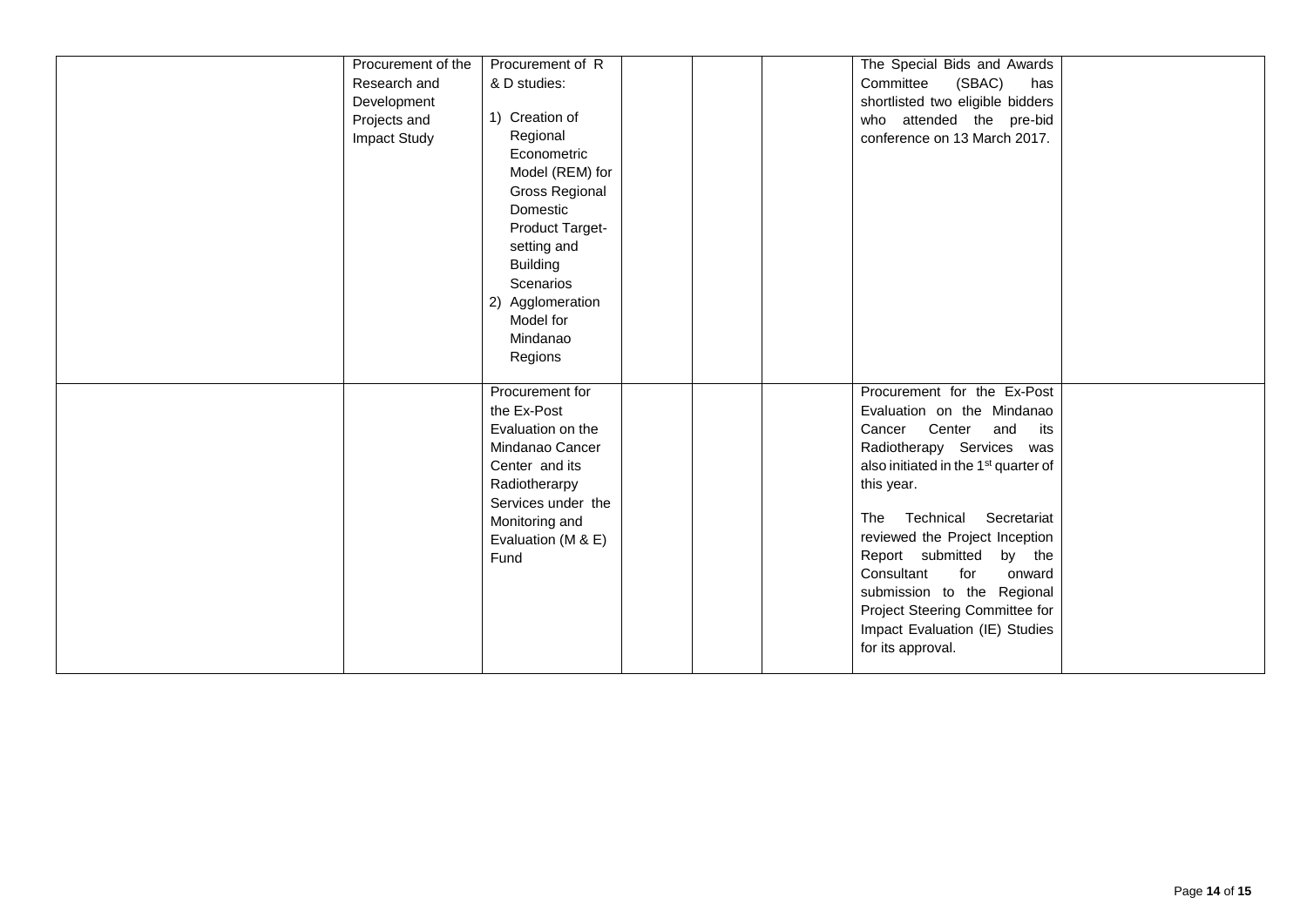| | | | | | | | |
|---|---|---|---|---|---|---|---|
| | Procurement of the Research and Development Projects and Impact Study | Procurement of R & D studies:<br><br>1) Creation of Regional Econometric Model (REM) for Gross Regional Domestic Product Target-setting and Building Scenarios<br>2) Agglomeration Model for Mindanao Regions | | | | The Special Bids and Awards Committee (SBAC) has shortlisted two eligible bidders who attended the pre-bid conference on 13 March 2017. | |
| | | Procurement for the Ex-Post Evaluation on the Mindanao Cancer Center and its Radiotherarpy Services under the Monitoring and Evaluation (M & E) Fund | | | | Procurement for the Ex-Post Evaluation on the Mindanao Cancer Center and its Radiotherapy Services was also initiated in the 1st quarter of this year.<br><br>The Technical Secretariat reviewed the Project Inception Report submitted by the Consultant for onward submission to the Regional Project Steering Committee for Impact Evaluation (IE) Studies for its approval. | |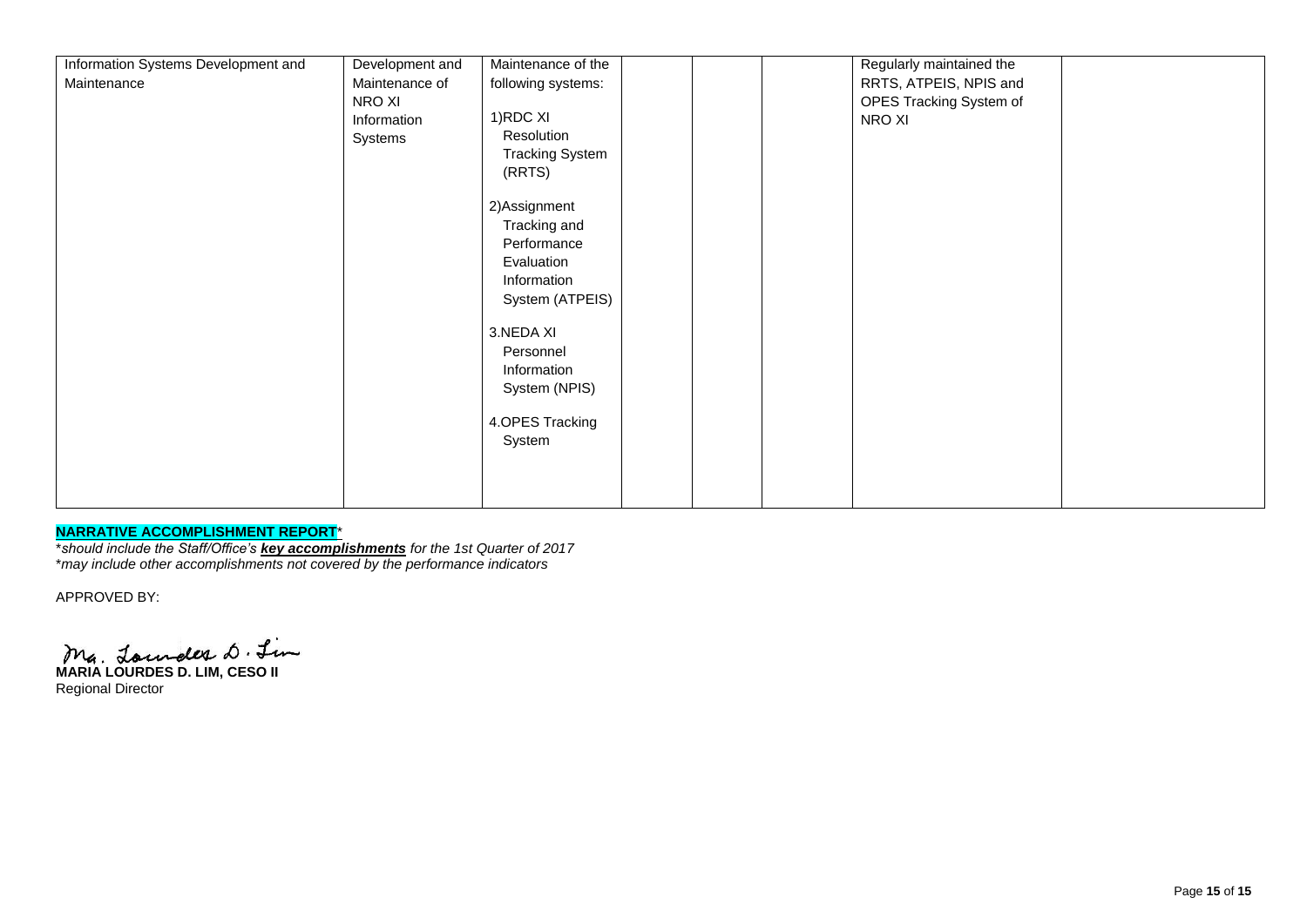| | | | | | | | |
|---|---|---|---|---|---|---|---|
| Information Systems Development and Maintenance | Development and Maintenance of NRO XI Information Systems | Maintenance of the following systems:<br><br>1)RDC XI Resolution Tracking System (RRTS)<br><br>2)Assignment Tracking and Performance Evaluation Information System (ATPEIS)<br><br>3.NEDA XI Personnel Information System (NPIS)<br><br>4.OPES Tracking System | | | | Regularly maintained the RRTS, ATPEIS, NPIS and OPES Tracking System of NRO XI | |

**NARRATIVE ACCOMPLISHMENT REPORT***

*\*should include the Staff/Office's **key accomplishments** for the 1st Quarter of 2017*
*\*may include other accomplishments not covered by the performance indicators*

APPROVED BY:

Ma. Lourdes D. Lim
**MARIA LOURDES D. LIM, CESO II**
Regional Director